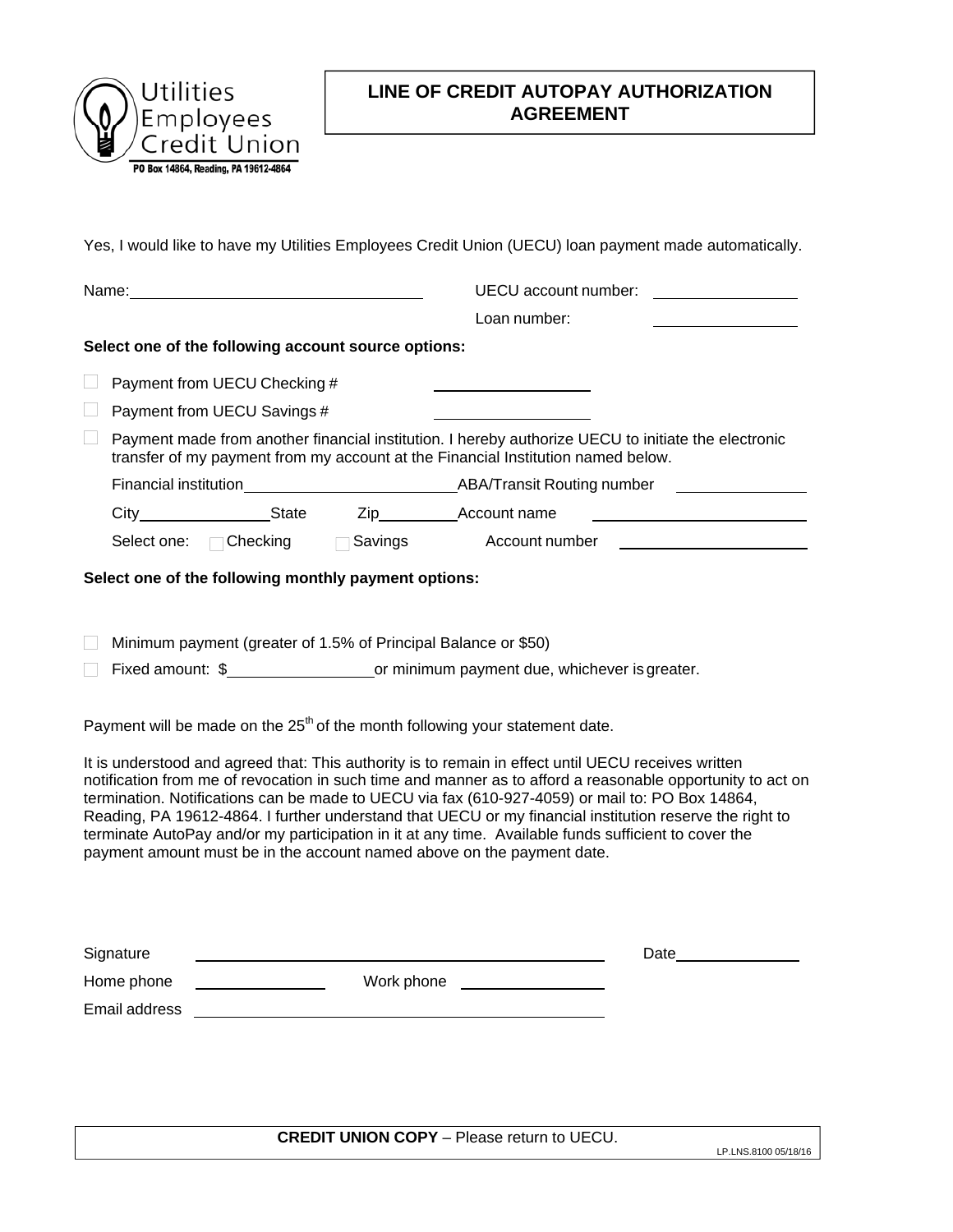Utilities Employees Credit Union

PO Box 14864, Reading, PA 19612-4864

# LINE OF CREDIT AUTOPAY AUTHORIZATION AGREEMENT

Yes, I would like to have my Utilities Employees Credit Union (UECU) loan payment made automatically.

Name: ______________________________ UECU account number: ______________

Loan number: ______________

**Select one of the following account source options:**

- ☐ Payment from UECU Checking # ________________
- ☐ Payment from UECU Savings # ________________
- ☐ Payment made from another financial institution. I hereby authorize UECU to initiate the electronic transfer of my payment from my account at the Financial Institution named below.

Financial institution ______________________ ABA/Transit Routing number ______________

City ______________ State Zip ________ Account name ______________________

Select one: ☐ Checking ☐ Savings Account number ______________________

**Select one of the following monthly payment options:**

- ☐ Minimum payment (greater of 1.5% of Principal Balance or $50)
- ☐ Fixed amount: $______________ or minimum payment due, whichever is greater.

Payment will be made on the 25th of the month following your statement date.

It is understood and agreed that: This authority is to remain in effect until UECU receives written notification from me of revocation in such time and manner as to afford a reasonable opportunity to act on termination. Notifications can be made to UECU via fax (610-927-4059) or mail to: PO Box 14864, Reading, PA 19612-4864. I further understand that UECU or my financial institution reserve the right to terminate AutoPay and/or my participation in it at any time. Available funds sufficient to cover the payment amount must be in the account named above on the payment date.

Signature ____________________________________________ Date ______________

Home phone ______________ Work phone ________________

Email address ____________________________________________

**CREDIT UNION COPY** – Please return to UECU.

LP.LNS.8100 05/18/16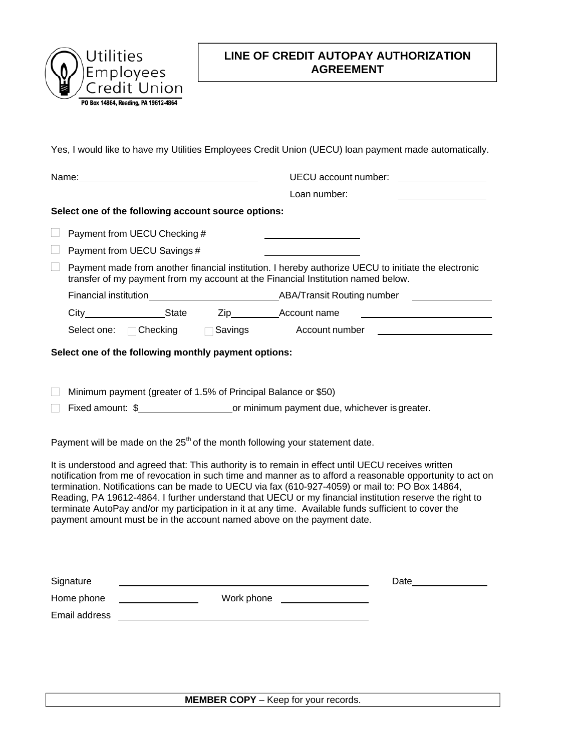Utilities Employees Credit Union

PO Box 14864, Reading, PA 19612-4864

# LINE OF CREDIT AUTOPAY AUTHORIZATION AGREEMENT

Yes, I would like to have my Utilities Employees Credit Union (UECU) loan payment made automatically.

Name: ______________________ UECU account number: ______________

Loan number: ______________

**Select one of the following account source options:**

- ☐ Payment from UECU Checking # ______________
- ☐ Payment from UECU Savings # ______________
- ☐ Payment made from another financial institution. I hereby authorize UECU to initiate the electronic transfer of my payment from my account at the Financial Institution named below.

  Financial institution ______________ ABA/Transit Routing number ______________

  City ______________ State ______ Zip ______ Account name ______________

  Select one: ☐ Checking ☐ Savings Account number ______________

**Select one of the following monthly payment options:**

- ☐ Minimum payment (greater of 1.5% of Principal Balance or $50)
- ☐ Fixed amount: $______________ or minimum payment due, whichever is greater.

Payment will be made on the 25th of the month following your statement date.

It is understood and agreed that: This authority is to remain in effect until UECU receives written notification from me of revocation in such time and manner as to afford a reasonable opportunity to act on termination. Notifications can be made to UECU via fax (610-927-4059) or mail to: PO Box 14864, Reading, PA 19612-4864. I further understand that UECU or my financial institution reserve the right to terminate AutoPay and/or my participation in it at any time. Available funds sufficient to cover the payment amount must be in the account named above on the payment date.

Signature ______________________ Date ______________

Home phone ______________ Work phone ______________

Email address ______________________

**MEMBER COPY** – Keep for your records.